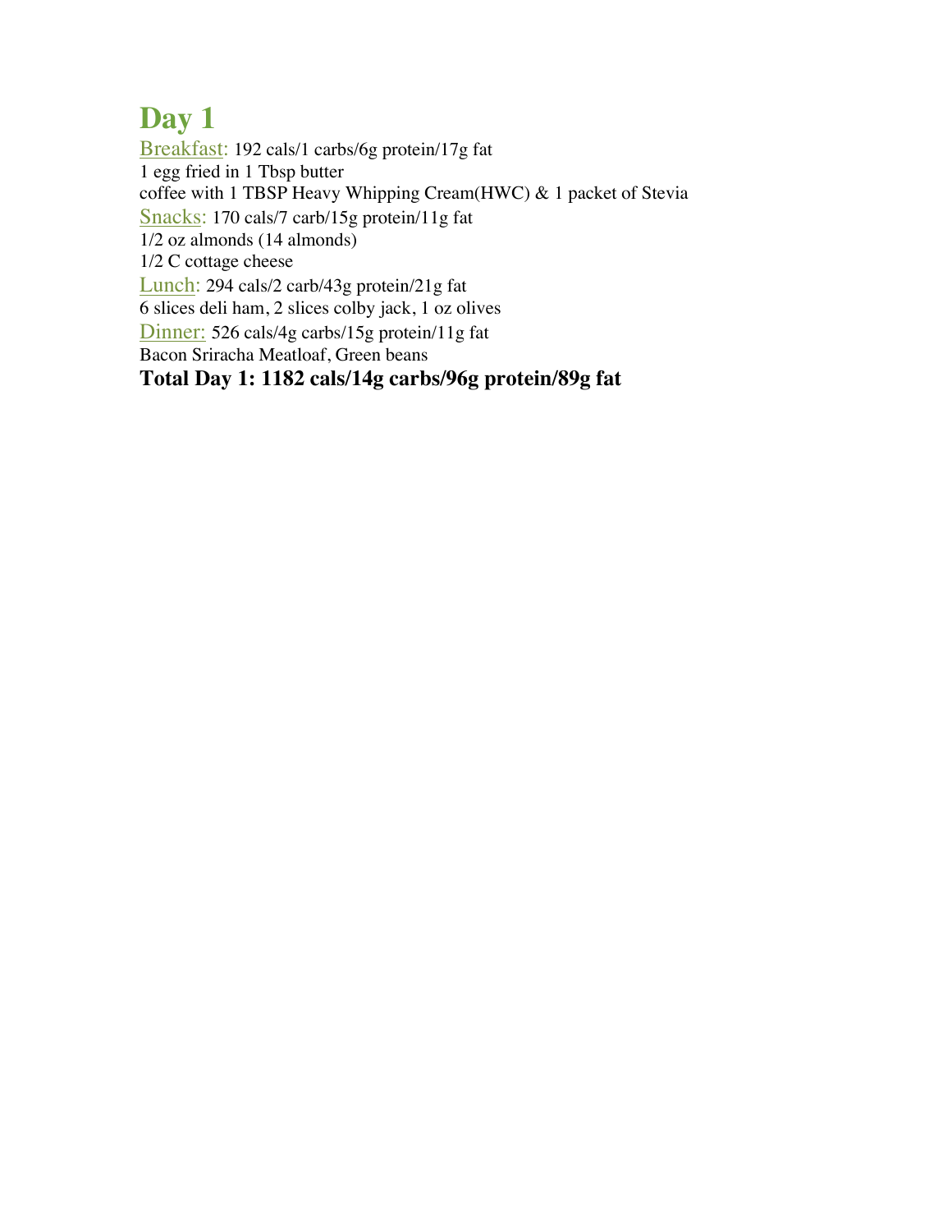# Day 1

Breakfast: 192 cals/1 carbs/6g protein/17g fat
1 egg fried in 1 Tbsp butter
coffee with 1 TBSP Heavy Whipping Cream(HWC) & 1 packet of Stevia

Snacks: 170 cals/7 carb/15g protein/11g fat
1/2 oz almonds (14 almonds)
1/2 C cottage cheese

Lunch: 294 cals/2 carb/43g protein/21g fat
6 slices deli ham, 2 slices colby jack, 1 oz olives

Dinner: 526 cals/4g carbs/15g protein/11g fat
Bacon Sriracha Meatloaf, Green beans

**Total Day 1: 1182 cals/14g carbs/96g protein/89g fat**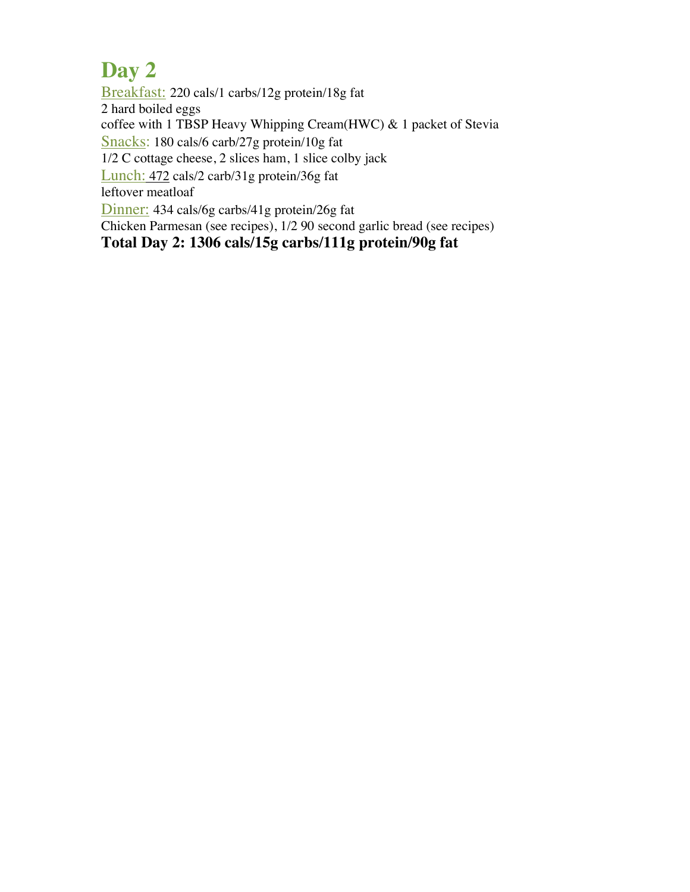# Day 2

Breakfast: 220 cals/1 carbs/12g protein/18g fat
2 hard boiled eggs
coffee with 1 TBSP Heavy Whipping Cream(HWC) & 1 packet of Stevia

Snacks: 180 cals/6 carb/27g protein/10g fat
1/2 C cottage cheese, 2 slices ham, 1 slice colby jack

Lunch: 472 cals/2 carb/31g protein/36g fat
leftover meatloaf

Dinner: 434 cals/6g carbs/41g protein/26g fat
Chicken Parmesan (see recipes), 1/2 90 second garlic bread (see recipes)

**Total Day 2: 1306 cals/15g carbs/111g protein/90g fat**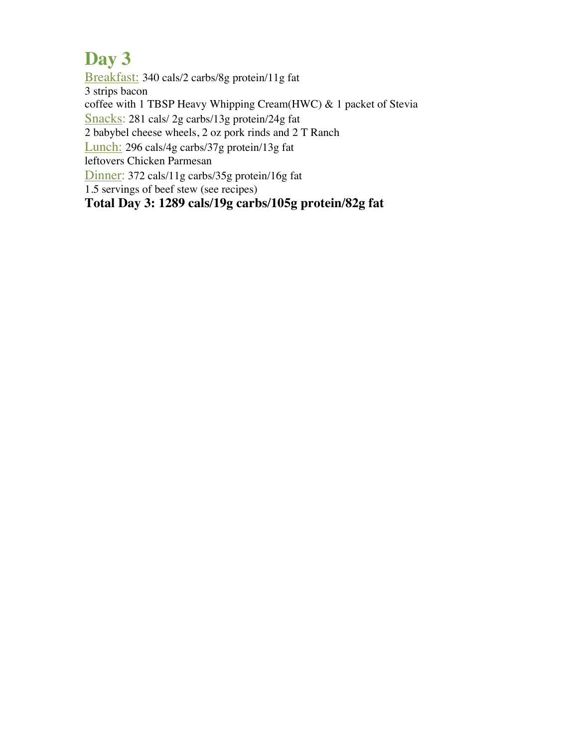# Day 3

Breakfast: 340 cals/2 carbs/8g protein/11g fat
3 strips bacon
coffee with 1 TBSP Heavy Whipping Cream(HWC) & 1 packet of Stevia

Snacks: 281 cals/ 2g carbs/13g protein/24g fat
2 babybel cheese wheels, 2 oz pork rinds and 2 T Ranch

Lunch: 296 cals/4g carbs/37g protein/13g fat
leftovers Chicken Parmesan

Dinner: 372 cals/11g carbs/35g protein/16g fat
1.5 servings of beef stew (see recipes)

**Total Day 3: 1289 cals/19g carbs/105g protein/82g fat**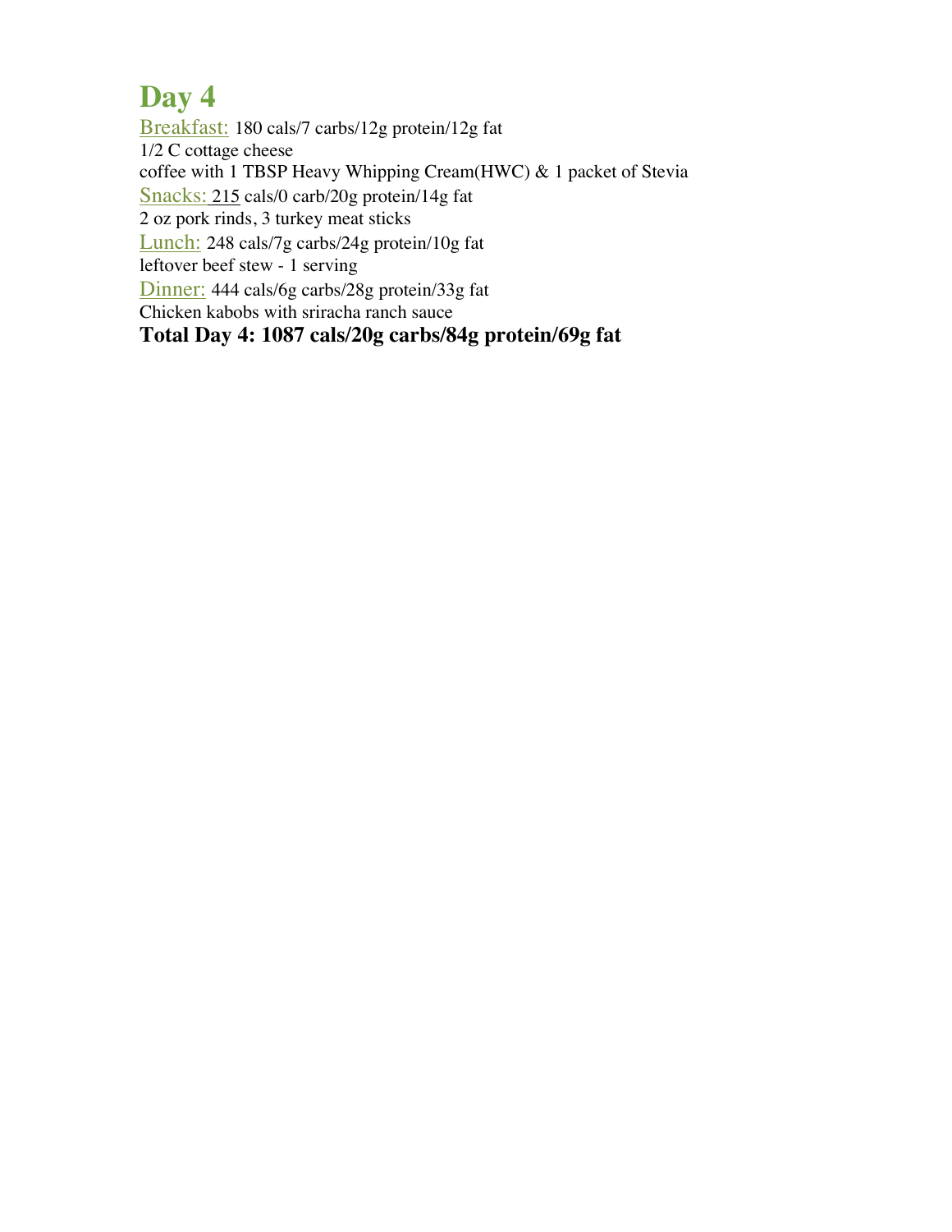# Day 4

Breakfast: 180 cals/7 carbs/12g protein/12g fat
1/2 C cottage cheese
coffee with 1 TBSP Heavy Whipping Cream(HWC) & 1 packet of Stevia

Snacks: 215 cals/0 carb/20g protein/14g fat
2 oz pork rinds, 3 turkey meat sticks

Lunch: 248 cals/7g carbs/24g protein/10g fat
leftover beef stew - 1 serving

Dinner: 444 cals/6g carbs/28g protein/33g fat
Chicken kabobs with sriracha ranch sauce

**Total Day 4: 1087 cals/20g carbs/84g protein/69g fat**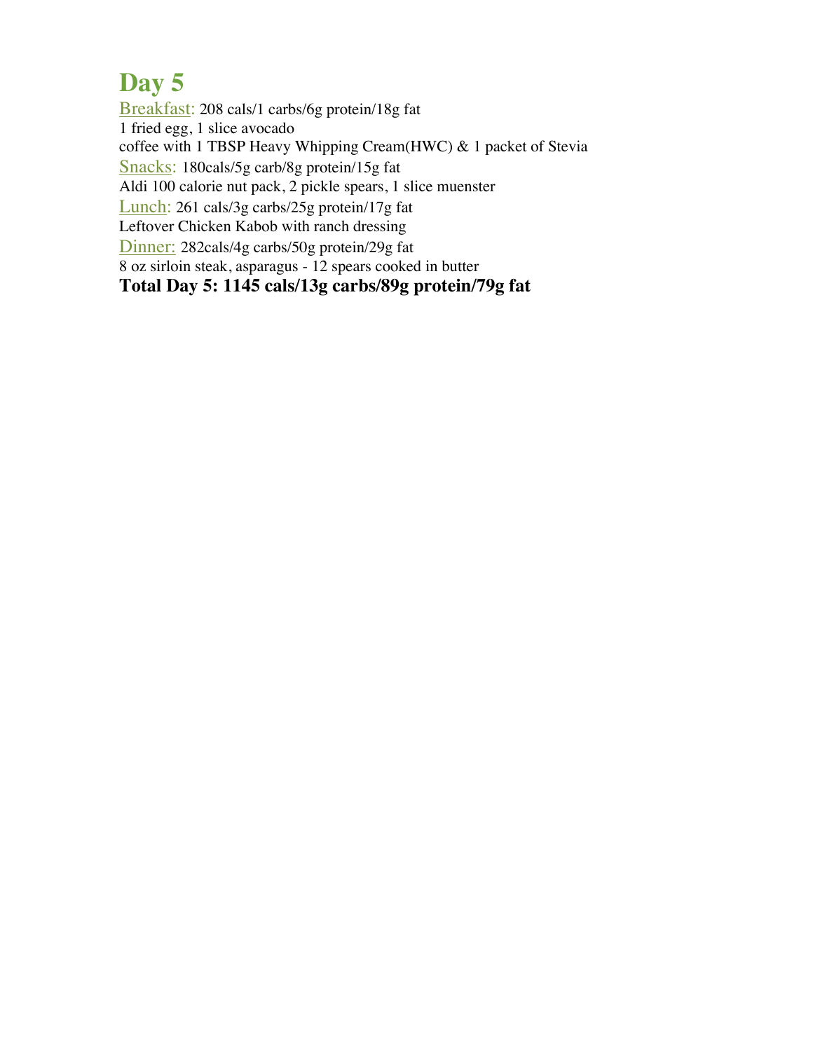# Day 5

Breakfast: 208 cals/1 carbs/6g protein/18g fat
1 fried egg, 1 slice avocado
coffee with 1 TBSP Heavy Whipping Cream(HWC) & 1 packet of Stevia

Snacks: 180cals/5g carb/8g protein/15g fat
Aldi 100 calorie nut pack, 2 pickle spears, 1 slice muenster

Lunch: 261 cals/3g carbs/25g protein/17g fat
Leftover Chicken Kabob with ranch dressing

Dinner: 282cals/4g carbs/50g protein/29g fat
8 oz sirloin steak, asparagus - 12 spears cooked in butter

**Total Day 5: 1145 cals/13g carbs/89g protein/79g fat**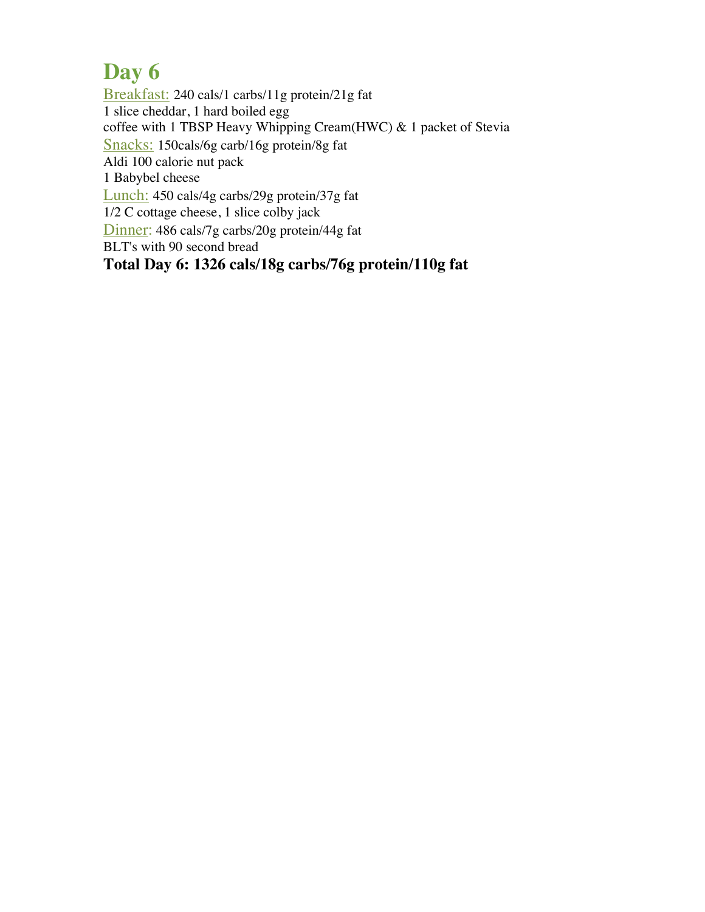# Day 6

Breakfast: 240 cals/1 carbs/11g protein/21g fat
1 slice cheddar, 1 hard boiled egg
coffee with 1 TBSP Heavy Whipping Cream(HWC) & 1 packet of Stevia

Snacks: 150cals/6g carb/16g protein/8g fat
Aldi 100 calorie nut pack
1 Babybel cheese

Lunch: 450 cals/4g carbs/29g protein/37g fat
1/2 C cottage cheese, 1 slice colby jack

Dinner: 486 cals/7g carbs/20g protein/44g fat
BLT's with 90 second bread

**Total Day 6: 1326 cals/18g carbs/76g protein/110g fat**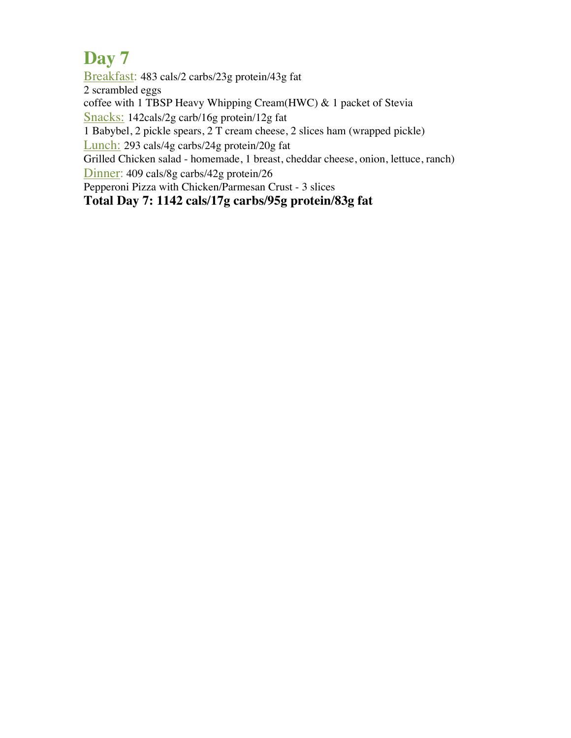# Day 7

Breakfast: 483 cals/2 carbs/23g protein/43g fat
2 scrambled eggs
coffee with 1 TBSP Heavy Whipping Cream(HWC) & 1 packet of Stevia

Snacks: 142cals/2g carb/16g protein/12g fat
1 Babybel, 2 pickle spears, 2 T cream cheese, 2 slices ham (wrapped pickle)

Lunch: 293 cals/4g carbs/24g protein/20g fat
Grilled Chicken salad - homemade, 1 breast, cheddar cheese, onion, lettuce, ranch)

Dinner: 409 cals/8g carbs/42g protein/26
Pepperoni Pizza with Chicken/Parmesan Crust - 3 slices

**Total Day 7: 1142 cals/17g carbs/95g protein/83g fat**